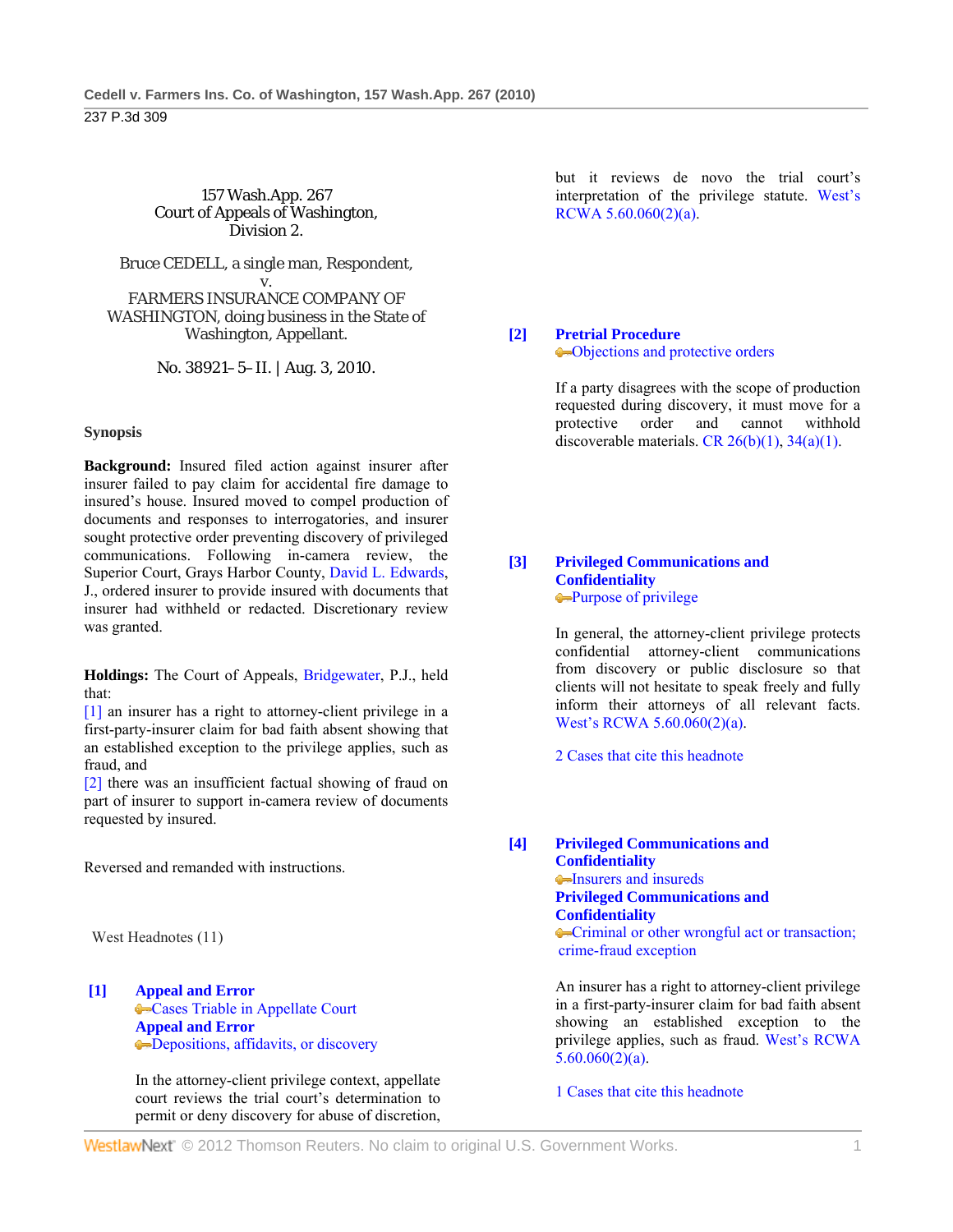157 Wash.App. 267
Court of Appeals of Washington,
Division 2.

Bruce CEDELL, a single man, Respondent,
v.
FARMERS INSURANCE COMPANY OF WASHINGTON, doing business in the State of Washington, Appellant.

No. 38921–5–II. | Aug. 3, 2010.

### Synopsis

**Background:** Insured filed action against insurer after insurer failed to pay claim for accidental fire damage to insured's house. Insured moved to compel production of documents and responses to interrogatories, and insurer sought protective order preventing discovery of privileged communications. Following in-camera review, the Superior Court, Grays Harbor County, David L. Edwards, J., ordered insurer to provide insured with documents that insurer had withheld or redacted. Discretionary review was granted.

**Holdings:** The Court of Appeals, Bridgewater, P.J., held that:

[1] an insurer has a right to attorney-client privilege in a first-party-insurer claim for bad faith absent showing that an established exception to the privilege applies, such as fraud, and

[2] there was an insufficient factual showing of fraud on part of insurer to support in-camera review of documents requested by insured.

Reversed and remanded with instructions.

West Headnotes (11)

**[1] Appeal and Error**
Cases Triable in Appellate Court
**Appeal and Error**
Depositions, affidavits, or discovery

In the attorney-client privilege context, appellate court reviews the trial court's determination to permit or deny discovery for abuse of discretion, but it reviews de novo the trial court's interpretation of the privilege statute. West's RCWA 5.60.060(2)(a).

**[2] Pretrial Procedure**
Objections and protective orders

If a party disagrees with the scope of production requested during discovery, it must move for a protective order and cannot withhold discoverable materials. CR 26(b)(1), 34(a)(1).

**[3] Privileged Communications and Confidentiality**
Purpose of privilege

In general, the attorney-client privilege protects confidential attorney-client communications from discovery or public disclosure so that clients will not hesitate to speak freely and fully inform their attorneys of all relevant facts. West's RCWA 5.60.060(2)(a).

2 Cases that cite this headnote

**[4] Privileged Communications and Confidentiality**
Insurers and insureds
**Privileged Communications and Confidentiality**
Criminal or other wrongful act or transaction; crime-fraud exception

An insurer has a right to attorney-client privilege in a first-party-insurer claim for bad faith absent showing an established exception to the privilege applies, such as fraud. West's RCWA 5.60.060(2)(a).

1 Cases that cite this headnote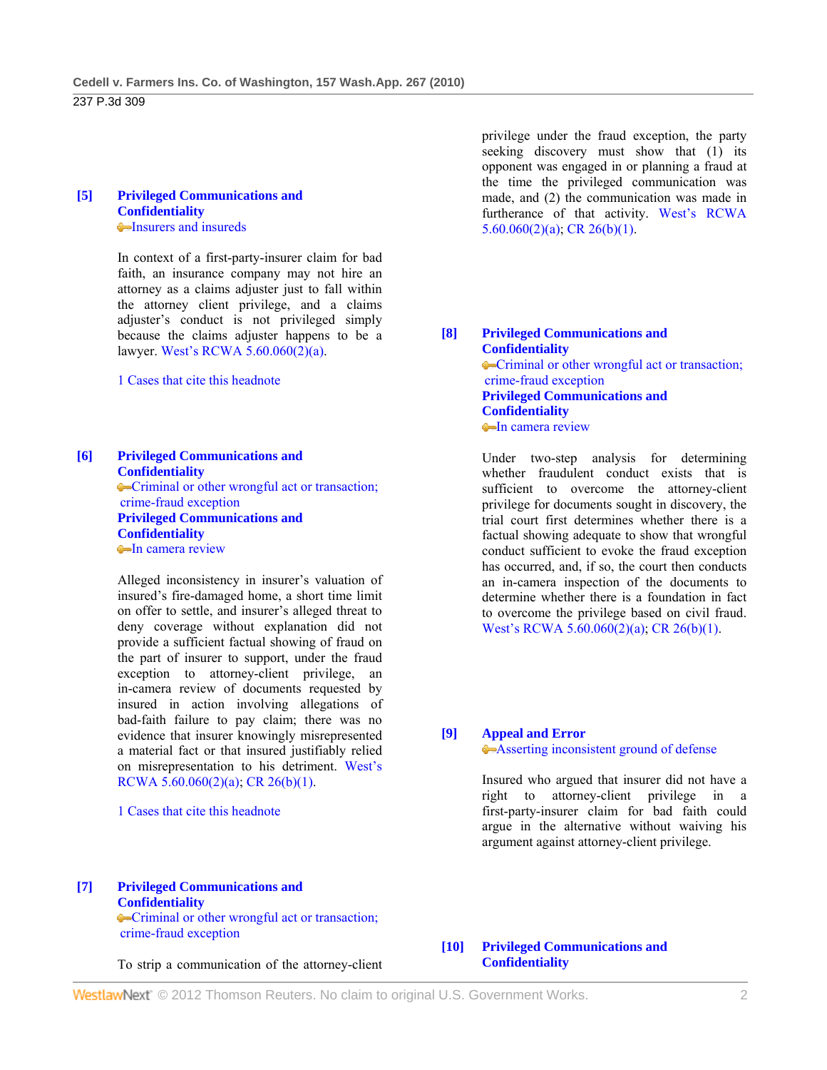**[5]** **Privileged Communications and Confidentiality**
Insurers and insureds

In context of a first-party-insurer claim for bad faith, an insurance company may not hire an attorney as a claims adjuster just to fall within the attorney client privilege, and a claims adjuster's conduct is not privileged simply because the claims adjuster happens to be a lawyer. West's RCWA 5.60.060(2)(a).

1 Cases that cite this headnote

**[6]** **Privileged Communications and Confidentiality**
Criminal or other wrongful act or transaction; crime-fraud exception
**Privileged Communications and Confidentiality**
In camera review

Alleged inconsistency in insurer's valuation of insured's fire-damaged home, a short time limit on offer to settle, and insurer's alleged threat to deny coverage without explanation did not provide a sufficient factual showing of fraud on the part of insurer to support, under the fraud exception to attorney-client privilege, an in-camera review of documents requested by insured in action involving allegations of bad-faith failure to pay claim; there was no evidence that insurer knowingly misrepresented a material fact or that insured justifiably relied on misrepresentation to his detriment. West's RCWA 5.60.060(2)(a); CR 26(b)(1).

1 Cases that cite this headnote

**[7]** **Privileged Communications and Confidentiality**
Criminal or other wrongful act or transaction; crime-fraud exception

To strip a communication of the attorney-client privilege under the fraud exception, the party seeking discovery must show that (1) its opponent was engaged in or planning a fraud at the time the privileged communication was made, and (2) the communication was made in furtherance of that activity. West's RCWA 5.60.060(2)(a); CR 26(b)(1).

**[8]** **Privileged Communications and Confidentiality**
Criminal or other wrongful act or transaction; crime-fraud exception
**Privileged Communications and Confidentiality**
In camera review

Under two-step analysis for determining whether fraudulent conduct exists that is sufficient to overcome the attorney-client privilege for documents sought in discovery, the trial court first determines whether there is a factual showing adequate to show that wrongful conduct sufficient to evoke the fraud exception has occurred, and, if so, the court then conducts an in-camera inspection of the documents to determine whether there is a foundation in fact to overcome the privilege based on civil fraud. West's RCWA 5.60.060(2)(a); CR 26(b)(1).

**[9]** **Appeal and Error**
Asserting inconsistent ground of defense

Insured who argued that insurer did not have a right to attorney-client privilege in a first-party-insurer claim for bad faith could argue in the alternative without waiving his argument against attorney-client privilege.

**[10]** **Privileged Communications and Confidentiality**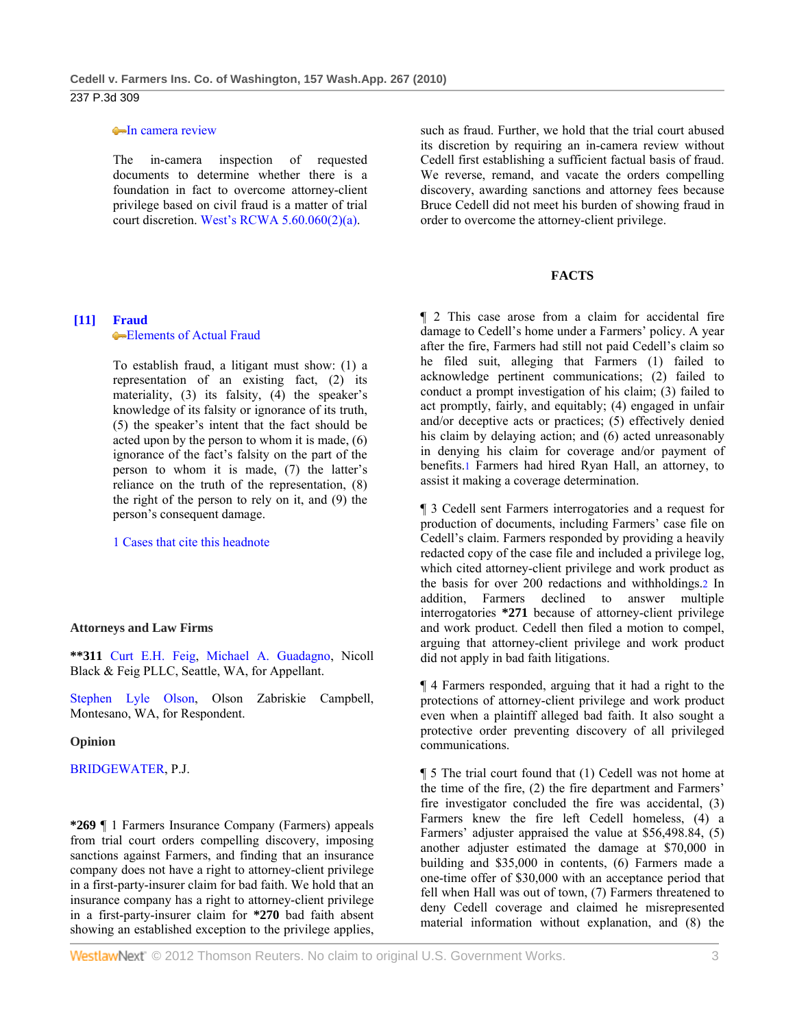In camera review

The in-camera inspection of requested documents to determine whether there is a foundation in fact to overcome attorney-client privilege based on civil fraud is a matter of trial court discretion. West's RCWA 5.60.060(2)(a).

**[11] Fraud**
Elements of Actual Fraud

To establish fraud, a litigant must show: (1) a representation of an existing fact, (2) its materiality, (3) its falsity, (4) the speaker's knowledge of its falsity or ignorance of its truth, (5) the speaker's intent that the fact should be acted upon by the person to whom it is made, (6) ignorance of the fact's falsity on the part of the person to whom it is made, (7) the latter's reliance on the truth of the representation, (8) the right of the person to rely on it, and (9) the person's consequent damage.

1 Cases that cite this headnote

### Attorneys and Law Firms

**311 Curt E.H. Feig, Michael A. Guadagno, Nicoll Black & Feig PLLC, Seattle, WA, for Appellant.

Stephen Lyle Olson, Olson Zabriskie Campbell, Montesano, WA, for Respondent.

### Opinion

BRIDGEWATER, P.J.

**\*269** ¶ 1 Farmers Insurance Company (Farmers) appeals from trial court orders compelling discovery, imposing sanctions against Farmers, and finding that an insurance company does not have a right to attorney-client privilege in a first-party-insurer claim for bad faith. We hold that an insurance company has a right to attorney-client privilege in a first-party-insurer claim for **\*270** bad faith absent showing an established exception to the privilege applies, such as fraud. Further, we hold that the trial court abused its discretion by requiring an in-camera review without Cedell first establishing a sufficient factual basis of fraud. We reverse, remand, and vacate the orders compelling discovery, awarding sanctions and attorney fees because Bruce Cedell did not meet his burden of showing fraud in order to overcome the attorney-client privilege.

## FACTS

¶ 2 This case arose from a claim for accidental fire damage to Cedell's home under a Farmers' policy. A year after the fire, Farmers had still not paid Cedell's claim so he filed suit, alleging that Farmers (1) failed to acknowledge pertinent communications; (2) failed to conduct a prompt investigation of his claim; (3) failed to act promptly, fairly, and equitably; (4) engaged in unfair and/or deceptive acts or practices; (5) effectively denied his claim by delaying action; and (6) acted unreasonably in denying his claim for coverage and/or payment of benefits.[1] Farmers had hired Ryan Hall, an attorney, to assist it making a coverage determination.

¶ 3 Cedell sent Farmers interrogatories and a request for production of documents, including Farmers' case file on Cedell's claim. Farmers responded by providing a heavily redacted copy of the case file and included a privilege log, which cited attorney-client privilege and work product as the basis for over 200 redactions and withholdings.[2] In addition, Farmers declined to answer multiple interrogatories **\*271** because of attorney-client privilege and work product. Cedell then filed a motion to compel, arguing that attorney-client privilege and work product did not apply in bad faith litigations.

¶ 4 Farmers responded, arguing that it had a right to the protections of attorney-client privilege and work product even when a plaintiff alleged bad faith. It also sought a protective order preventing discovery of all privileged communications.

¶ 5 The trial court found that (1) Cedell was not home at the time of the fire, (2) the fire department and Farmers' fire investigator concluded the fire was accidental, (3) Farmers knew the fire left Cedell homeless, (4) a Farmers' adjuster appraised the value at \$56,498.84, (5) another adjuster estimated the damage at \$70,000 in building and \$35,000 in contents, (6) Farmers made a one-time offer of \$30,000 with an acceptance period that fell when Hall was out of town, (7) Farmers threatened to deny Cedell coverage and claimed he misrepresented material information without explanation, and (8) the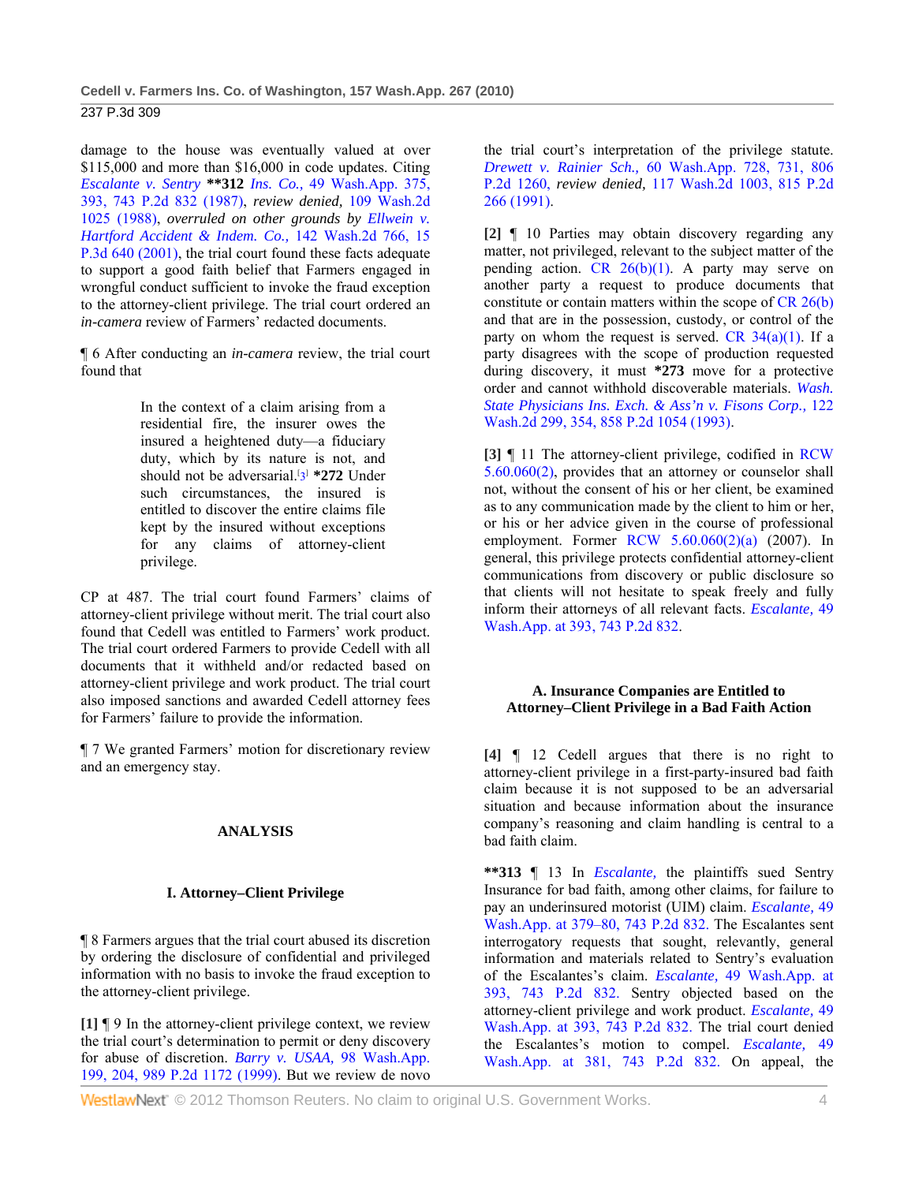damage to the house was eventually valued at over $115,000 and more than $16,000 in code updates. Citing *Escalante v. Sentry* **312 *Ins. Co.,* 49 Wash.App. 375, 393, 743 P.2d 832 (1987), *review denied,* 109 Wash.2d 1025 (1988), *overruled on other grounds by Ellwein v. Hartford Accident & Indem. Co.,* 142 Wash.2d 766, 15 P.3d 640 (2001), the trial court found these facts adequate to support a good faith belief that Farmers engaged in wrongful conduct sufficient to invoke the fraud exception to the attorney-client privilege. The trial court ordered an *in-camera* review of Farmers' redacted documents.

¶ 6 After conducting an *in-camera* review, the trial court found that

> In the context of a claim arising from a residential fire, the insurer owes the insured a heightened duty—a fiduciary duty, which by its nature is not, and should not be adversarial.[3] *272 Under such circumstances, the insured is entitled to discover the entire claims file kept by the insured without exceptions for any claims of attorney-client privilege.

CP at 487. The trial court found Farmers' claims of attorney-client privilege without merit. The trial court also found that Cedell was entitled to Farmers' work product. The trial court ordered Farmers to provide Cedell with all documents that it withheld and/or redacted based on attorney-client privilege and work product. The trial court also imposed sanctions and awarded Cedell attorney fees for Farmers' failure to provide the information.

¶ 7 We granted Farmers' motion for discretionary review and an emergency stay.

## ANALYSIS

### I. Attorney–Client Privilege

¶ 8 Farmers argues that the trial court abused its discretion by ordering the disclosure of confidential and privileged information with no basis to invoke the fraud exception to the attorney-client privilege.

**[1]** ¶ 9 In the attorney-client privilege context, we review the trial court's determination to permit or deny discovery for abuse of discretion. *Barry v. USAA,* 98 Wash.App. 199, 204, 989 P.2d 1172 (1999). But we review de novo the trial court's interpretation of the privilege statute. *Drewett v. Rainier Sch.,* 60 Wash.App. 728, 731, 806 P.2d 1260, *review denied,* 117 Wash.2d 1003, 815 P.2d 266 (1991).

**[2]** ¶ 10 Parties may obtain discovery regarding any matter, not privileged, relevant to the subject matter of the pending action. CR 26(b)(1). A party may serve on another party a request to produce documents that constitute or contain matters within the scope of CR 26(b) and that are in the possession, custody, or control of the party on whom the request is served. CR 34(a)(1). If a party disagrees with the scope of production requested during discovery, it must *273 move for a protective order and cannot withhold discoverable materials. *Wash. State Physicians Ins. Exch. & Ass'n v. Fisons Corp.,* 122 Wash.2d 299, 354, 858 P.2d 1054 (1993).

**[3]** ¶ 11 The attorney-client privilege, codified in RCW 5.60.060(2), provides that an attorney or counselor shall not, without the consent of his or her client, be examined as to any communication made by the client to him or her, or his or her advice given in the course of professional employment. Former RCW 5.60.060(2)(a) (2007). In general, this privilege protects confidential attorney-client communications from discovery or public disclosure so that clients will not hesitate to speak freely and fully inform their attorneys of all relevant facts. *Escalante,* 49 Wash.App. at 393, 743 P.2d 832.

#### A. Insurance Companies are Entitled to Attorney–Client Privilege in a Bad Faith Action

**[4]** ¶ 12 Cedell argues that there is no right to attorney-client privilege in a first-party-insured bad faith claim because it is not supposed to be an adversarial situation and because information about the insurance company's reasoning and claim handling is central to a bad faith claim.

**313 ¶ 13 In *Escalante,* the plaintiffs sued Sentry Insurance for bad faith, among other claims, for failure to pay an underinsured motorist (UIM) claim. *Escalante,* 49 Wash.App. at 379–80, 743 P.2d 832. The Escalantes sent interrogatory requests that sought, relevantly, general information and materials related to Sentry's evaluation of the Escalantes's claim. *Escalante,* 49 Wash.App. at 393, 743 P.2d 832. Sentry objected based on the attorney-client privilege and work product. *Escalante,* 49 Wash.App. at 393, 743 P.2d 832. The trial court denied the Escalantes's motion to compel. *Escalante,* 49 Wash.App. at 381, 743 P.2d 832. On appeal, the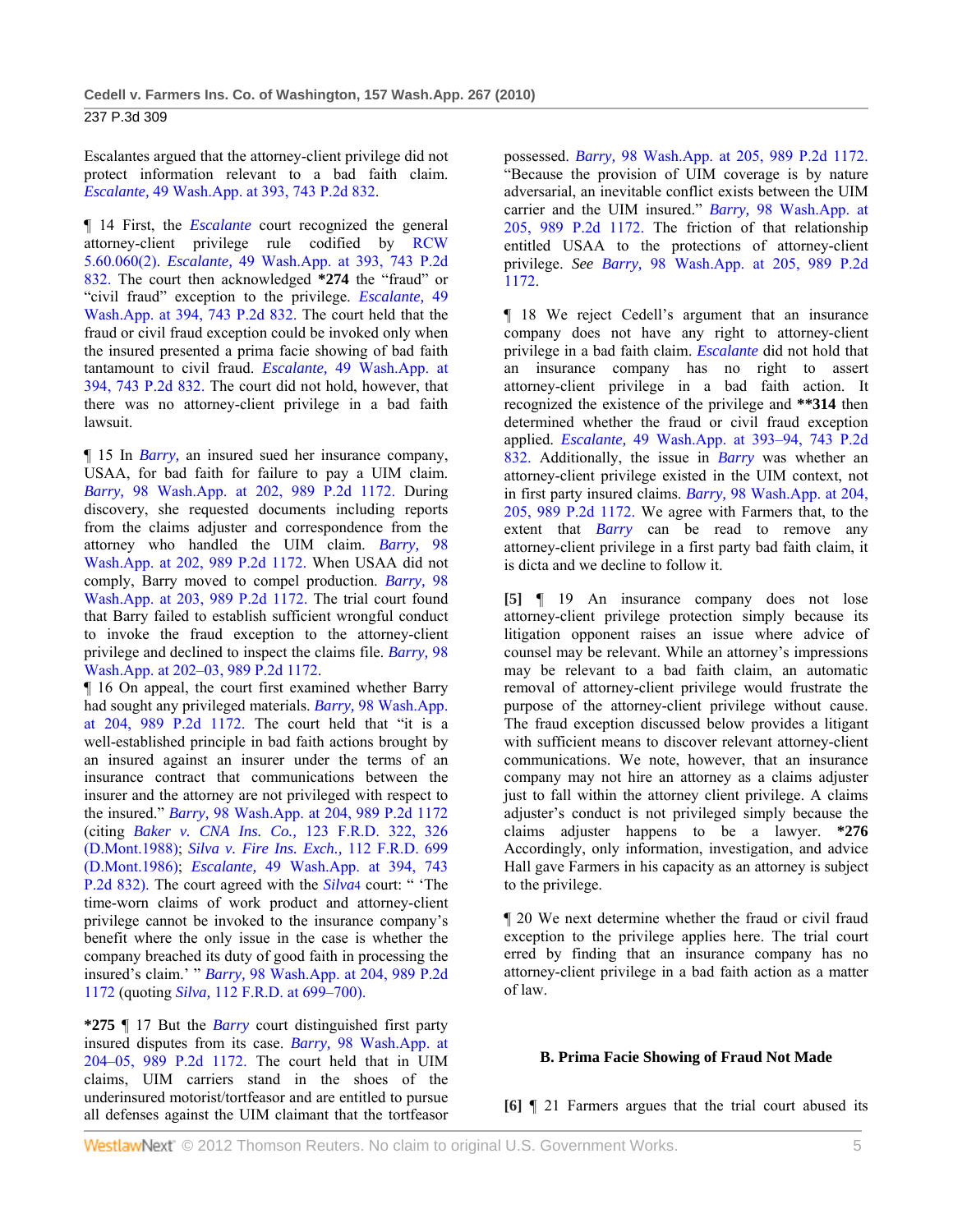Escalantes argued that the attorney-client privilege did not protect information relevant to a bad faith claim. *Escalante,* 49 Wash.App. at 393, 743 P.2d 832.

¶ 14 First, the *Escalante* court recognized the general attorney-client privilege rule codified by RCW 5.60.060(2). *Escalante,* 49 Wash.App. at 393, 743 P.2d 832. The court then acknowledged **\*274** the "fraud" or "civil fraud" exception to the privilege. *Escalante,* 49 Wash.App. at 394, 743 P.2d 832. The court held that the fraud or civil fraud exception could be invoked only when the insured presented a prima facie showing of bad faith tantamount to civil fraud. *Escalante,* 49 Wash.App. at 394, 743 P.2d 832. The court did not hold, however, that there was no attorney-client privilege in a bad faith lawsuit.

¶ 15 In *Barry,* an insured sued her insurance company, USAA, for bad faith for failure to pay a UIM claim. *Barry,* 98 Wash.App. at 202, 989 P.2d 1172. During discovery, she requested documents including reports from the claims adjuster and correspondence from the attorney who handled the UIM claim. *Barry,* 98 Wash.App. at 202, 989 P.2d 1172. When USAA did not comply, Barry moved to compel production. *Barry,* 98 Wash.App. at 203, 989 P.2d 1172. The trial court found that Barry failed to establish sufficient wrongful conduct to invoke the fraud exception to the attorney-client privilege and declined to inspect the claims file. *Barry,* 98 Wash.App. at 202–03, 989 P.2d 1172.

¶ 16 On appeal, the court first examined whether Barry had sought any privileged materials. *Barry,* 98 Wash.App. at 204, 989 P.2d 1172. The court held that "it is a well-established principle in bad faith actions brought by an insured against an insurer under the terms of an insurance contract that communications between the insurer and the attorney are not privileged with respect to the insured." *Barry,* 98 Wash.App. at 204, 989 P.2d 1172 (citing *Baker v. CNA Ins. Co.,* 123 F.R.D. 322, 326 (D.Mont.1988); *Silva v. Fire Ins. Exch.,* 112 F.R.D. 699 (D.Mont.1986); *Escalante,* 49 Wash.App. at 394, 743 P.2d 832). The court agreed with the *Silva*[4] court: " 'The time-worn claims of work product and attorney-client privilege cannot be invoked to the insurance company's benefit where the only issue in the case is whether the company breached its duty of good faith in processing the insured's claim.' " *Barry,* 98 Wash.App. at 204, 989 P.2d 1172 (quoting *Silva,* 112 F.R.D. at 699–700).

**\*275** ¶ 17 But the *Barry* court distinguished first party insured disputes from its case. *Barry,* 98 Wash.App. at 204–05, 989 P.2d 1172. The court held that in UIM claims, UIM carriers stand in the shoes of the underinsured motorist/tortfeasor and are entitled to pursue all defenses against the UIM claimant that the tortfeasor possessed. *Barry,* 98 Wash.App. at 205, 989 P.2d 1172. "Because the provision of UIM coverage is by nature adversarial, an inevitable conflict exists between the UIM carrier and the UIM insured." *Barry,* 98 Wash.App. at 205, 989 P.2d 1172. The friction of that relationship entitled USAA to the protections of attorney-client privilege. *See Barry,* 98 Wash.App. at 205, 989 P.2d 1172.

¶ 18 We reject Cedell's argument that an insurance company does not have any right to attorney-client privilege in a bad faith claim. *Escalante* did not hold that an insurance company has no right to assert attorney-client privilege in a bad faith action. It recognized the existence of the privilege and **\*\*314** then determined whether the fraud or civil fraud exception applied. *Escalante,* 49 Wash.App. at 393–94, 743 P.2d 832. Additionally, the issue in *Barry* was whether an attorney-client privilege existed in the UIM context, not in first party insured claims. *Barry,* 98 Wash.App. at 204, 205, 989 P.2d 1172. We agree with Farmers that, to the extent that *Barry* can be read to remove any attorney-client privilege in a first party bad faith claim, it is dicta and we decline to follow it.

**[5]** ¶ 19 An insurance company does not lose attorney-client privilege protection simply because its litigation opponent raises an issue where advice of counsel may be relevant. While an attorney's impressions may be relevant to a bad faith claim, an automatic removal of attorney-client privilege would frustrate the purpose of the attorney-client privilege without cause. The fraud exception discussed below provides a litigant with sufficient means to discover relevant attorney-client communications. We note, however, that an insurance company may not hire an attorney as a claims adjuster just to fall within the attorney client privilege. A claims adjuster's conduct is not privileged simply because the claims adjuster happens to be a lawyer. **\*276** Accordingly, only information, investigation, and advice Hall gave Farmers in his capacity as an attorney is subject to the privilege.

¶ 20 We next determine whether the fraud or civil fraud exception to the privilege applies here. The trial court erred by finding that an insurance company has no attorney-client privilege in a bad faith action as a matter of law.

### B. Prima Facie Showing of Fraud Not Made

**[6]** ¶ 21 Farmers argues that the trial court abused its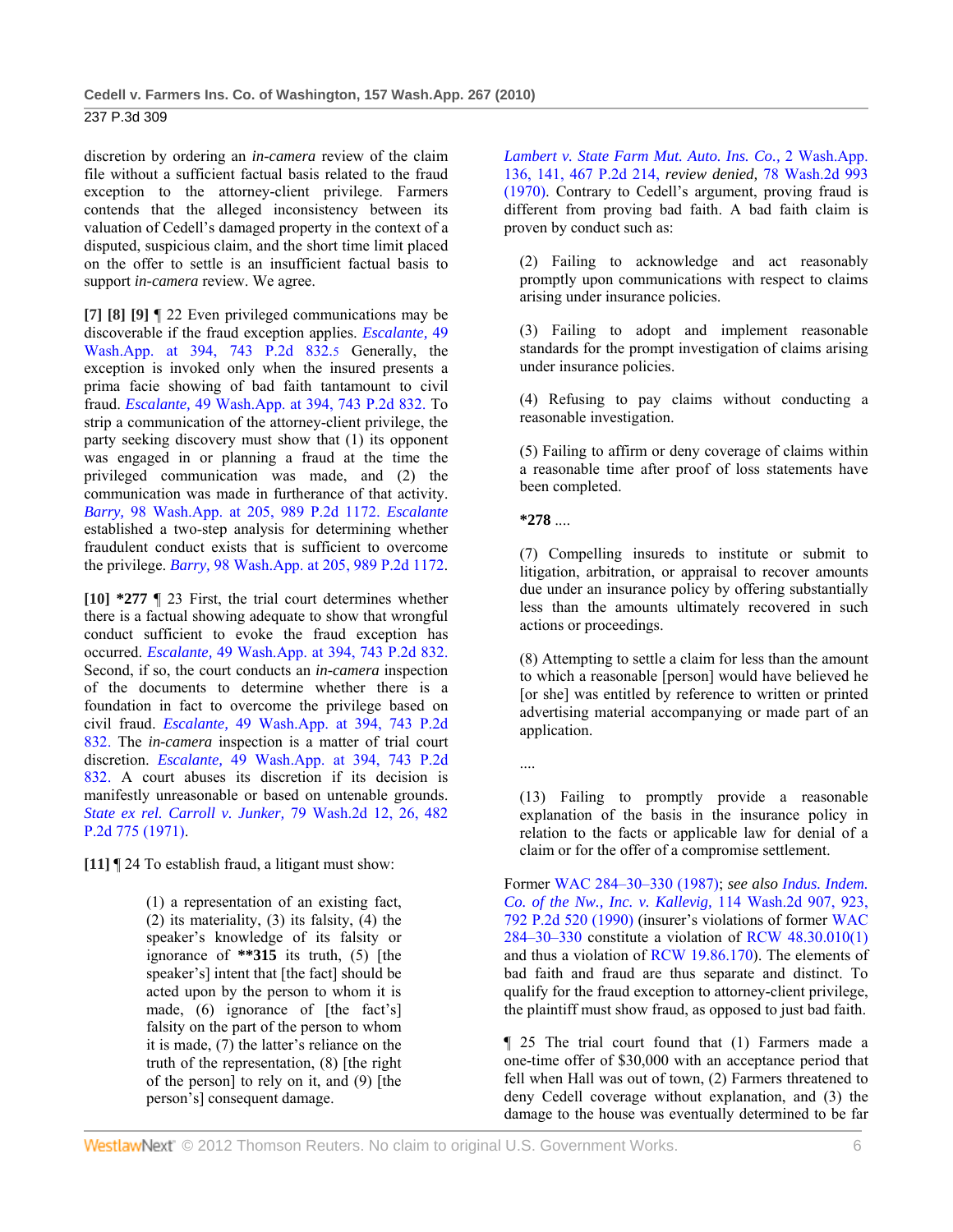discretion by ordering an *in-camera* review of the claim file without a sufficient factual basis related to the fraud exception to the attorney-client privilege. Farmers contends that the alleged inconsistency between its valuation of Cedell's damaged property in the context of a disputed, suspicious claim, and the short time limit placed on the offer to settle is an insufficient factual basis to support *in-camera* review. We agree.

**[7] [8] [9]** ¶ 22 Even privileged communications may be discoverable if the fraud exception applies. *Escalante,* 49 Wash.App. at 394, 743 P.2d 832.5 Generally, the exception is invoked only when the insured presents a prima facie showing of bad faith tantamount to civil fraud. *Escalante,* 49 Wash.App. at 394, 743 P.2d 832. To strip a communication of the attorney-client privilege, the party seeking discovery must show that (1) its opponent was engaged in or planning a fraud at the time the privileged communication was made, and (2) the communication was made in furtherance of that activity. *Barry,* 98 Wash.App. at 205, 989 P.2d 1172. *Escalante* established a two-step analysis for determining whether fraudulent conduct exists that is sufficient to overcome the privilege. *Barry,* 98 Wash.App. at 205, 989 P.2d 1172.

**[10] *277** ¶ 23 First, the trial court determines whether there is a factual showing adequate to show that wrongful conduct sufficient to evoke the fraud exception has occurred. *Escalante,* 49 Wash.App. at 394, 743 P.2d 832. Second, if so, the court conducts an *in-camera* inspection of the documents to determine whether there is a foundation in fact to overcome the privilege based on civil fraud. *Escalante,* 49 Wash.App. at 394, 743 P.2d 832. The *in-camera* inspection is a matter of trial court discretion. *Escalante,* 49 Wash.App. at 394, 743 P.2d 832. A court abuses its discretion if its decision is manifestly unreasonable or based on untenable grounds. *State ex rel. Carroll v. Junker,* 79 Wash.2d 12, 26, 482 P.2d 775 (1971).

**[11]** ¶ 24 To establish fraud, a litigant must show:

> (1) a representation of an existing fact, (2) its materiality, (3) its falsity, (4) the speaker's knowledge of its falsity or ignorance of **\*\*315** its truth, (5) [the speaker's] intent that [the fact] should be acted upon by the person to whom it is made, (6) ignorance of [the fact's] falsity on the part of the person to whom it is made, (7) the latter's reliance on the truth of the representation, (8) [the right of the person] to rely on it, and (9) [the person's] consequent damage.

*Lambert v. State Farm Mut. Auto. Ins. Co.,* 2 Wash.App. 136, 141, 467 P.2d 214, *review denied,* 78 Wash.2d 993 (1970). Contrary to Cedell's argument, proving fraud is different from proving bad faith. A bad faith claim is proven by conduct such as:

> (2) Failing to acknowledge and act reasonably promptly upon communications with respect to claims arising under insurance policies.
>
> (3) Failing to adopt and implement reasonable standards for the prompt investigation of claims arising under insurance policies.
>
> (4) Refusing to pay claims without conducting a reasonable investigation.
>
> (5) Failing to affirm or deny coverage of claims within a reasonable time after proof of loss statements have been completed.
>
> **\*278** ....
>
> (7) Compelling insureds to institute or submit to litigation, arbitration, or appraisal to recover amounts due under an insurance policy by offering substantially less than the amounts ultimately recovered in such actions or proceedings.
>
> (8) Attempting to settle a claim for less than the amount to which a reasonable [person] would have believed he [or she] was entitled by reference to written or printed advertising material accompanying or made part of an application.
>
> ....
>
> (13) Failing to promptly provide a reasonable explanation of the basis in the insurance policy in relation to the facts or applicable law for denial of a claim or for the offer of a compromise settlement.

Former WAC 284–30–330 (1987); *see also Indus. Indem. Co. of the Nw., Inc. v. Kallevig,* 114 Wash.2d 907, 923, 792 P.2d 520 (1990) (insurer's violations of former WAC 284–30–330 constitute a violation of RCW 48.30.010(1) and thus a violation of RCW 19.86.170). The elements of bad faith and fraud are thus separate and distinct. To qualify for the fraud exception to attorney-client privilege, the plaintiff must show fraud, as opposed to just bad faith.

¶ 25 The trial court found that (1) Farmers made a one-time offer of $30,000 with an acceptance period that fell when Hall was out of town, (2) Farmers threatened to deny Cedell coverage without explanation, and (3) the damage to the house was eventually determined to be far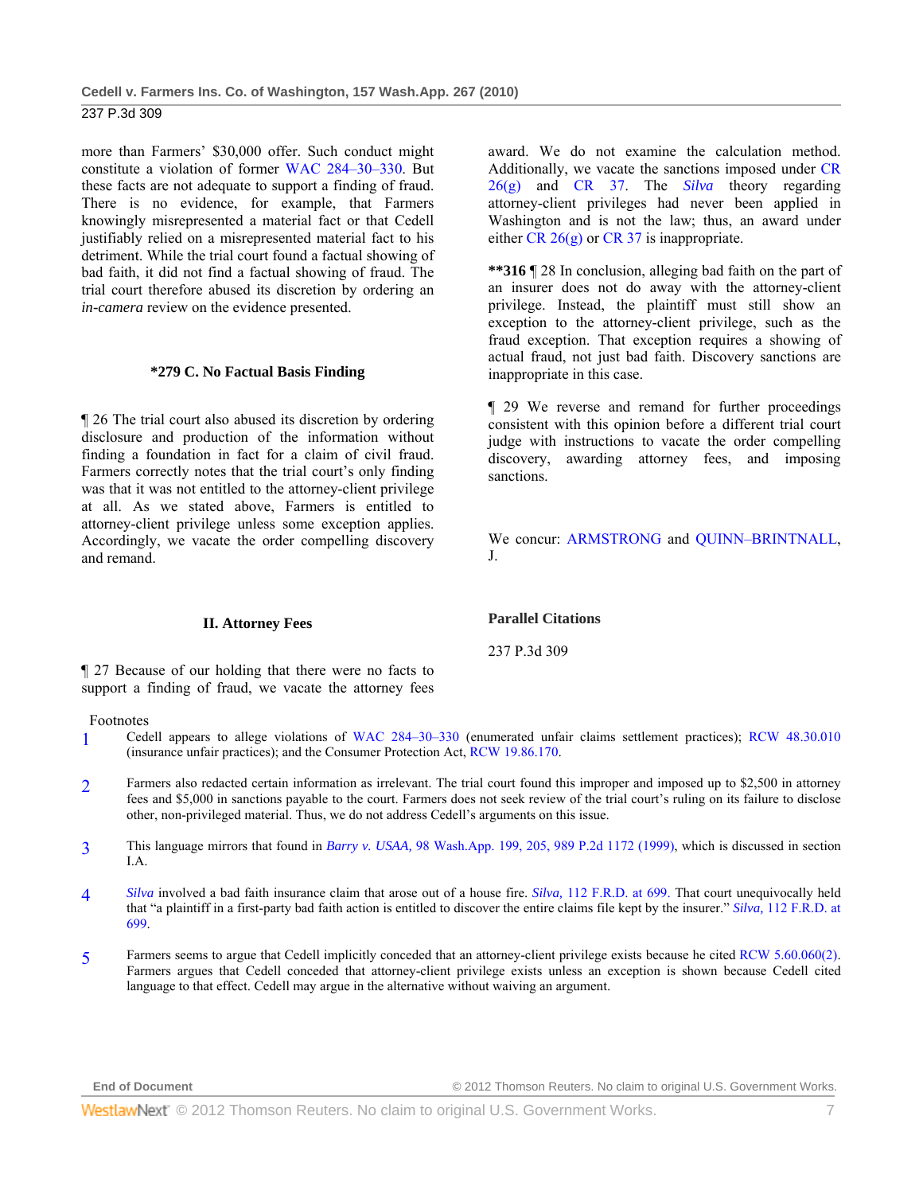more than Farmers' $30,000 offer. Such conduct might constitute a violation of former WAC 284–30–330. But these facts are not adequate to support a finding of fraud. There is no evidence, for example, that Farmers knowingly misrepresented a material fact or that Cedell justifiably relied on a misrepresented material fact to his detriment. While the trial court found a factual showing of bad faith, it did not find a factual showing of fraud. The trial court therefore abused its discretion by ordering an *in-camera* review on the evidence presented.

### *279 C. No Factual Basis Finding

¶ 26 The trial court also abused its discretion by ordering disclosure and production of the information without finding a foundation in fact for a claim of civil fraud. Farmers correctly notes that the trial court's only finding was that it was not entitled to the attorney-client privilege at all. As we stated above, Farmers is entitled to attorney-client privilege unless some exception applies. Accordingly, we vacate the order compelling discovery and remand.

## II. Attorney Fees

¶ 27 Because of our holding that there were no facts to support a finding of fraud, we vacate the attorney fees award. We do not examine the calculation method. Additionally, we vacate the sanctions imposed under CR 26(g) and CR 37. The *Silva* theory regarding attorney-client privileges had never been applied in Washington and is not the law; thus, an award under either CR 26(g) or CR 37 is inappropriate.

**\*\*316** ¶ 28 In conclusion, alleging bad faith on the part of an insurer does not do away with the attorney-client privilege. Instead, the plaintiff must still show an exception to the attorney-client privilege, such as the fraud exception. That exception requires a showing of actual fraud, not just bad faith. Discovery sanctions are inappropriate in this case.

¶ 29 We reverse and remand for further proceedings consistent with this opinion before a different trial court judge with instructions to vacate the order compelling discovery, awarding attorney fees, and imposing sanctions.

We concur: ARMSTRONG and QUINN–BRINTNALL, J.

### Parallel Citations

237 P.3d 309

Footnotes

1. Cedell appears to allege violations of WAC 284–30–330 (enumerated unfair claims settlement practices); RCW 48.30.010 (insurance unfair practices); and the Consumer Protection Act, RCW 19.86.170.

2. Farmers also redacted certain information as irrelevant. The trial court found this improper and imposed up to $2,500 in attorney fees and $5,000 in sanctions payable to the court. Farmers does not seek review of the trial court's ruling on its failure to disclose other, non-privileged material. Thus, we do not address Cedell's arguments on this issue.

3. This language mirrors that found in *Barry v. USAA,* 98 Wash.App. 199, 205, 989 P.2d 1172 (1999), which is discussed in section I.A.

4. *Silva* involved a bad faith insurance claim that arose out of a house fire. *Silva,* 112 F.R.D. at 699. That court unequivocally held that "a plaintiff in a first-party bad faith action is entitled to discover the entire claims file kept by the insurer." *Silva,* 112 F.R.D. at 699.

5. Farmers seems to argue that Cedell implicitly conceded that an attorney-client privilege exists because he cited RCW 5.60.060(2). Farmers argues that Cedell conceded that attorney-client privilege exists unless an exception is shown because Cedell cited language to that effect. Cedell may argue in the alternative without waiving an argument.

End of Document